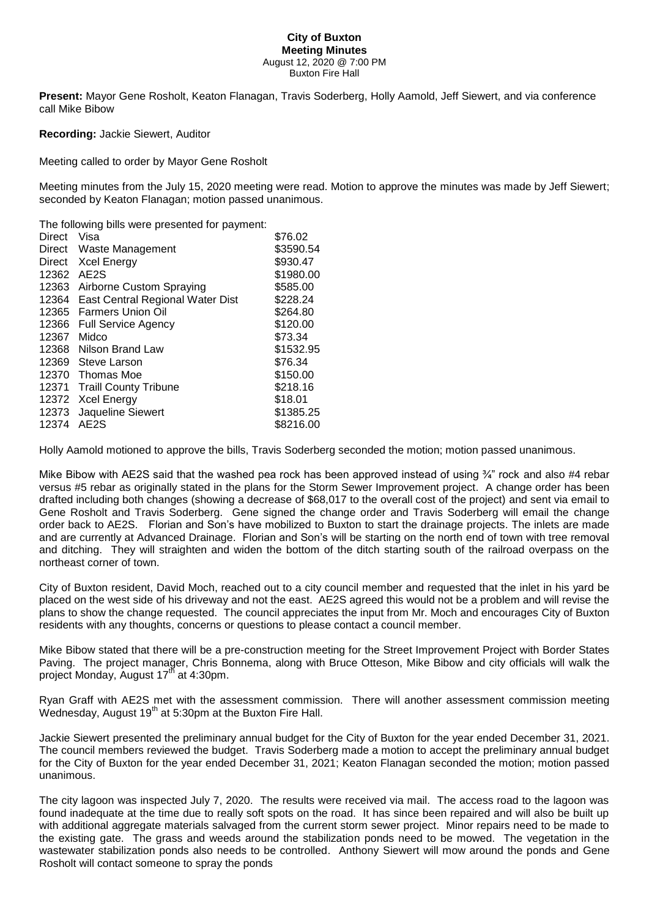# City of Buxton

## Meeting Minutes

August 12, 2020 @ 7:00 PM
Buxton Fire Hall

**Present:** Mayor Gene Rosholt, Keaton Flanagan, Travis Soderberg, Holly Aamold, Jeff Siewert, and via conference call Mike Bibow

**Recording:** Jackie Siewert, Auditor

Meeting called to order by Mayor Gene Rosholt

Meeting minutes from the July 15, 2020 meeting were read. Motion to approve the minutes was made by Jeff Siewert; seconded by Keaton Flanagan; motion passed unanimous.

The following bills were presented for payment:

| | | |
|---|---|---|
| Direct | Visa | \$76.02 |
| Direct | Waste Management | \$3590.54 |
| Direct | Xcel Energy | \$930.47 |
| 12362 | AE2S | \$1980.00 |
| 12363 | Airborne Custom Spraying | \$585.00 |
| 12364 | East Central Regional Water Dist | \$228.24 |
| 12365 | Farmers Union Oil | \$264.80 |
| 12366 | Full Service Agency | \$120.00 |
| 12367 | Midco | \$73.34 |
| 12368 | Nilson Brand Law | \$1532.95 |
| 12369 | Steve Larson | \$76.34 |
| 12370 | Thomas Moe | \$150.00 |
| 12371 | Traill County Tribune | \$218.16 |
| 12372 | Xcel Energy | \$18.01 |
| 12373 | Jaqueline Siewert | \$1385.25 |
| 12374 | AE2S | \$8216.00 |

Holly Aamold motioned to approve the bills, Travis Soderberg seconded the motion; motion passed unanimous.

Mike Bibow with AE2S said that the washed pea rock has been approved instead of using ¾" rock and also #4 rebar versus #5 rebar as originally stated in the plans for the Storm Sewer Improvement project. A change order has been drafted including both changes (showing a decrease of \$68,017 to the overall cost of the project) and sent via email to Gene Rosholt and Travis Soderberg. Gene signed the change order and Travis Soderberg will email the change order back to AE2S. Florian and Son's have mobilized to Buxton to start the drainage projects. The inlets are made and are currently at Advanced Drainage. Florian and Son's will be starting on the north end of town with tree removal and ditching. They will straighten and widen the bottom of the ditch starting south of the railroad overpass on the northeast corner of town.

City of Buxton resident, David Moch, reached out to a city council member and requested that the inlet in his yard be placed on the west side of his driveway and not the east. AE2S agreed this would not be a problem and will revise the plans to show the change requested. The council appreciates the input from Mr. Moch and encourages City of Buxton residents with any thoughts, concerns or questions to please contact a council member.

Mike Bibow stated that there will be a pre-construction meeting for the Street Improvement Project with Border States Paving. The project manager, Chris Bonnema, along with Bruce Otteson, Mike Bibow and city officials will walk the project Monday, August 17th at 4:30pm.

Ryan Graff with AE2S met with the assessment commission. There will another assessment commission meeting Wednesday, August 19th at 5:30pm at the Buxton Fire Hall.

Jackie Siewert presented the preliminary annual budget for the City of Buxton for the year ended December 31, 2021. The council members reviewed the budget. Travis Soderberg made a motion to accept the preliminary annual budget for the City of Buxton for the year ended December 31, 2021; Keaton Flanagan seconded the motion; motion passed unanimous.

The city lagoon was inspected July 7, 2020. The results were received via mail. The access road to the lagoon was found inadequate at the time due to really soft spots on the road. It has since been repaired and will also be built up with additional aggregate materials salvaged from the current storm sewer project. Minor repairs need to be made to the existing gate. The grass and weeds around the stabilization ponds need to be mowed. The vegetation in the wastewater stabilization ponds also needs to be controlled. Anthony Siewert will mow around the ponds and Gene Rosholt will contact someone to spray the ponds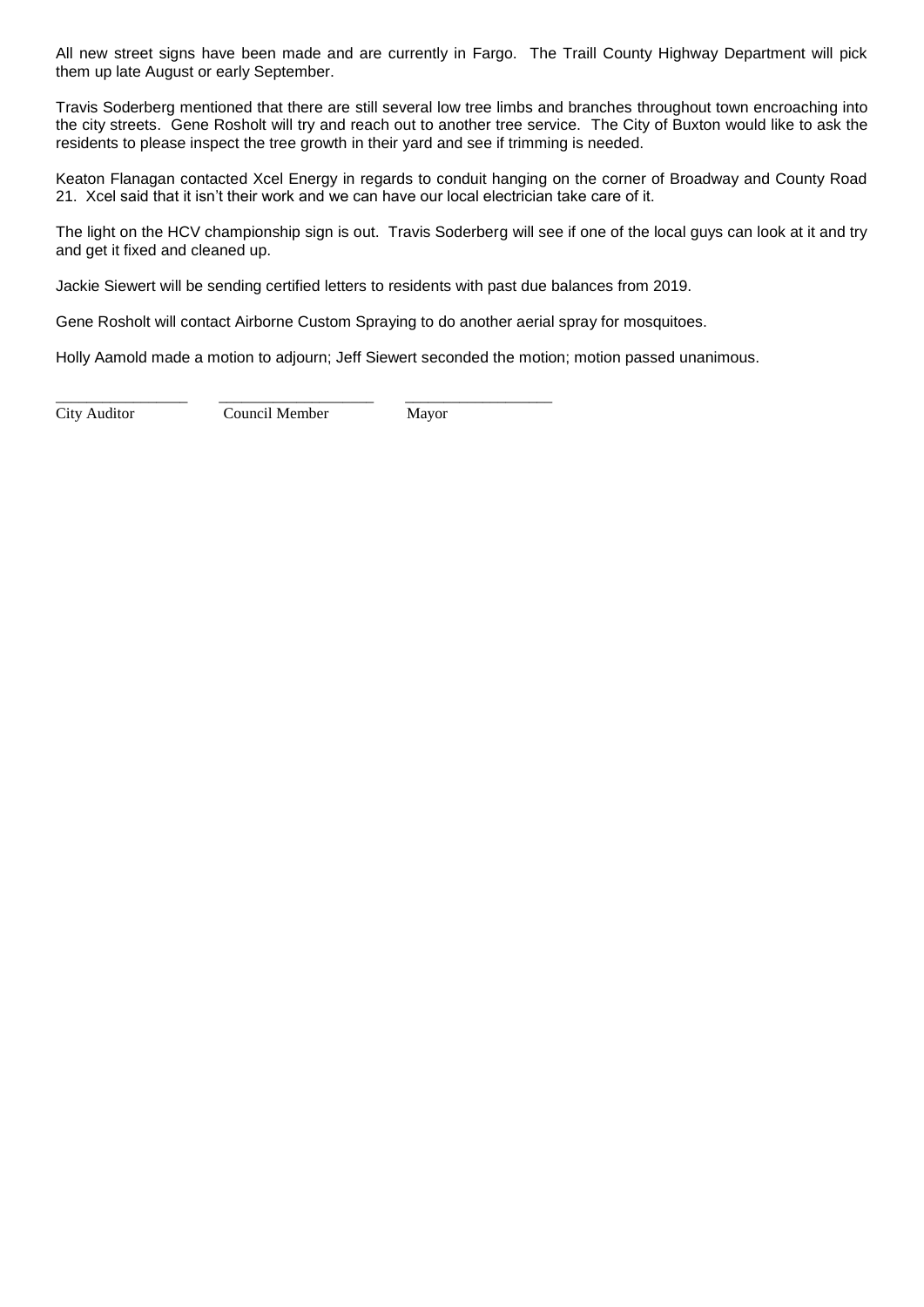All new street signs have been made and are currently in Fargo. The Traill County Highway Department will pick them up late August or early September.

Travis Soderberg mentioned that there are still several low tree limbs and branches throughout town encroaching into the city streets. Gene Rosholt will try and reach out to another tree service. The City of Buxton would like to ask the residents to please inspect the tree growth in their yard and see if trimming is needed.

Keaton Flanagan contacted Xcel Energy in regards to conduit hanging on the corner of Broadway and County Road 21. Xcel said that it isn't their work and we can have our local electrician take care of it.

The light on the HCV championship sign is out. Travis Soderberg will see if one of the local guys can look at it and try and get it fixed and cleaned up.

Jackie Siewert will be sending certified letters to residents with past due balances from 2019.

Gene Rosholt will contact Airborne Custom Spraying to do another aerial spray for mosquitoes.

Holly Aamold made a motion to adjourn; Jeff Siewert seconded the motion; motion passed unanimous.

\_\_\_\_\_\_\_\_\_\_\_\_\_\_\_\_ \_\_\_\_\_\_\_\_\_\_\_\_\_\_\_\_\_\_\_ \_\_\_\_\_\_\_\_\_\_\_\_\_\_\_\_\_\_

City Auditor Council Member Mayor